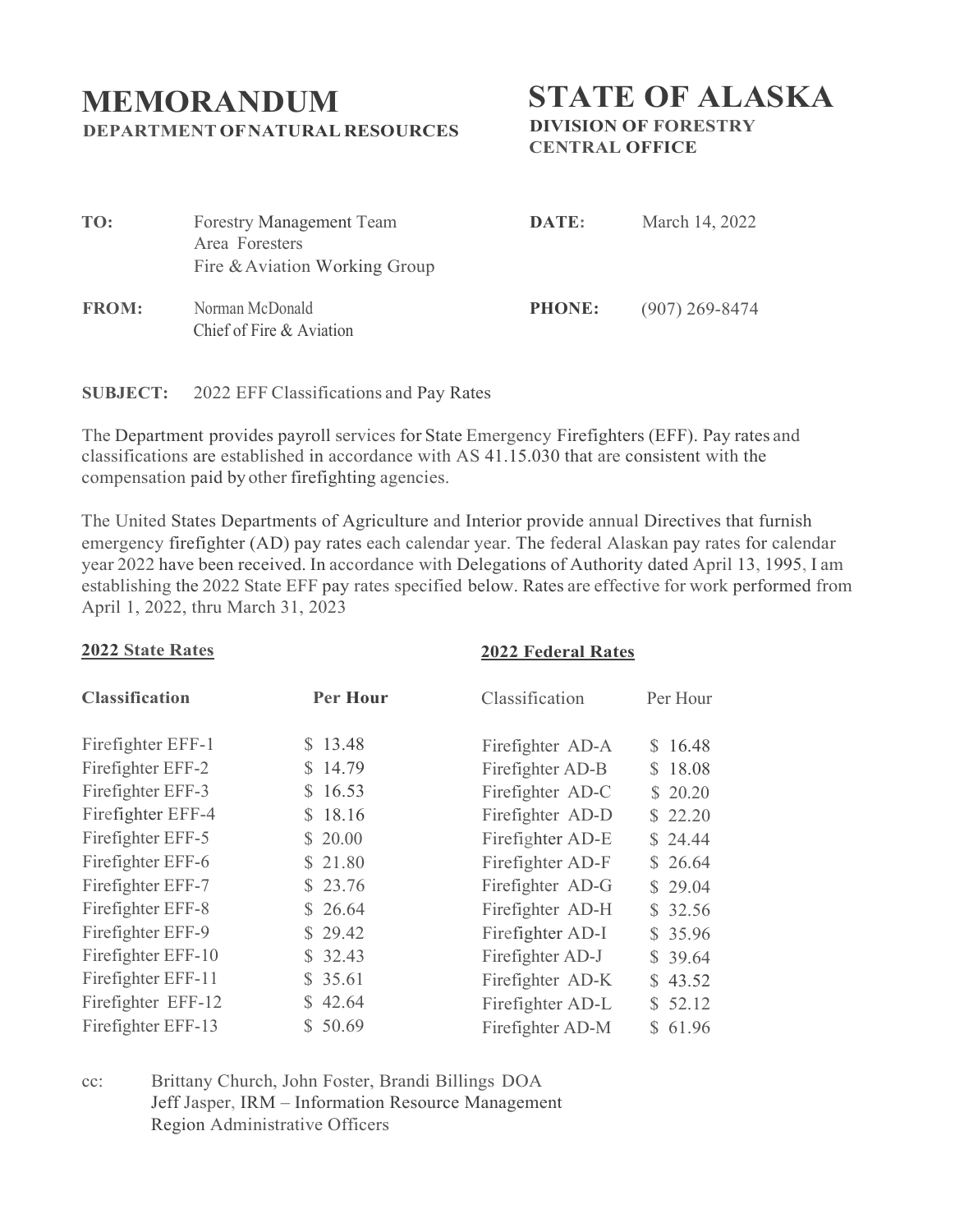# MEMORANDUM

**DEPARTMENT OF NATURAL RESOURCES**

# STATE OF ALASKA

**DIVISION OF FORESTRY**
**CENTRAL OFFICE**

| | | | |
|---|---|---|---|
| **TO:** | Forestry Management Team<br>Area Foresters<br>Fire & Aviation Working Group | **DATE:** | March 14, 2022 |
| **FROM:** | Norman McDonald<br>Chief of Fire & Aviation | **PHONE:** | (907) 269-8474 |

**SUBJECT:** 2022 EFF Classifications and Pay Rates

The Department provides payroll services for State Emergency Firefighters (EFF). Pay rates and classifications are established in accordance with AS 41.15.030 that are consistent with the compensation paid by other firefighting agencies.

The United States Departments of Agriculture and Interior provide annual Directives that furnish emergency firefighter (AD) pay rates each calendar year. The federal Alaskan pay rates for calendar year 2022 have been received. In accordance with Delegations of Authority dated April 13, 1995, I am establishing the 2022 State EFF pay rates specified below. Rates are effective for work performed from April 1, 2022, thru March 31, 2023

**2022 State Rates**

| **Classification** | **Per Hour** |
|---|---|
| Firefighter EFF-1 | $ 13.48 |
| Firefighter EFF-2 | $ 14.79 |
| Firefighter EFF-3 | $ 16.53 |
| Firefighter EFF-4 | $ 18.16 |
| Firefighter EFF-5 | $ 20.00 |
| Firefighter EFF-6 | $ 21.80 |
| Firefighter EFF-7 | $ 23.76 |
| Firefighter EFF-8 | $ 26.64 |
| Firefighter EFF-9 | $ 29.42 |
| Firefighter EFF-10 | $ 32.43 |
| Firefighter EFF-11 | $ 35.61 |
| Firefighter EFF-12 | $ 42.64 |
| Firefighter EFF-13 | $ 50.69 |

**2022 Federal Rates**

| Classification | Per Hour |
|---|---|
| Firefighter AD-A | $ 16.48 |
| Firefighter AD-B | $ 18.08 |
| Firefighter AD-C | $ 20.20 |
| Firefighter AD-D | $ 22.20 |
| Firefighter AD-E | $ 24.44 |
| Firefighter AD-F | $ 26.64 |
| Firefighter AD-G | $ 29.04 |
| Firefighter AD-H | $ 32.56 |
| Firefighter AD-I | $ 35.96 |
| Firefighter AD-J | $ 39.64 |
| Firefighter AD-K | $ 43.52 |
| Firefighter AD-L | $ 52.12 |
| Firefighter AD-M | $ 61.96 |

cc: Brittany Church, John Foster, Brandi Billings DOA
Jeff Jasper, IRM – Information Resource Management
Region Administrative Officers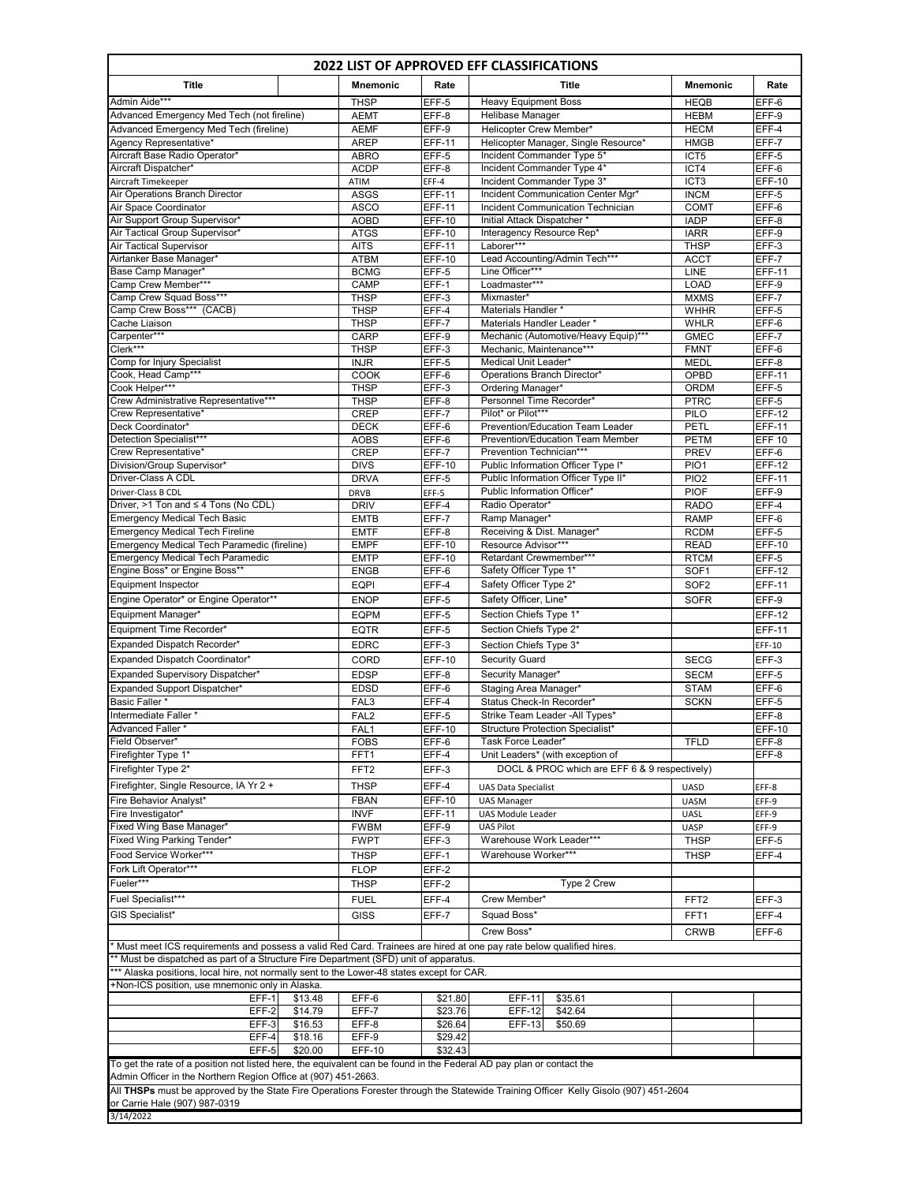# 2022 LIST OF APPROVED EFF CLASSIFICATIONS

| Title | Mnemonic | Rate | Title | Mnemonic | Rate |
|---|---|---|---|---|---|
| Admin Aide*** | THSP | EFF-5 | Heavy Equipment Boss | HEQB | EFF-6 |
| Advanced Emergency Med Tech (not fireline) | AEMT | EFF-8 | Helibase Manager | HEBM | EFF-9 |
| Advanced Emergency Med Tech (fireline) | AEMF | EFF-9 | Helicopter Crew Member* | HECM | EFF-4 |
| Agency Representative* | AREP | EFF-11 | Helicopter Manager, Single Resource* | HMGB | EFF-7 |
| Aircraft Base Radio Operator* | ABRO | EFF-5 | Incident Commander Type 5* | ICT5 | EFF-5 |
| Aircraft Dispatcher* | ACDP | EFF-8 | Incident Commander Type 4* | ICT4 | EFF-6 |
| Aircraft Timekeeper | ATIM | EFF-4 | Incident Commander Type 3* | ICT3 | EFF-10 |
| Air Operations Branch Director | ASGS | EFF-11 | Incident Communication Center Mgr* | INCM | EFF-5 |
| Air Space Coordinator | ASCO | EFF-11 | Incident Communication Technician | COMT | EFF-6 |
| Air Support Group Supervisor* | AOBD | EFF-10 | Initial Attack Dispatcher * | IADP | EFF-8 |
| Air Tactical Group Supervisor* | ATGS | EFF-10 | Interagency Resource Rep* | IARR | EFF-9 |
| Air Tactical Supervisor | AITS | EFF-11 | Laborer*** | THSP | EFF-3 |
| Airtanker Base Manager* | ATBM | EFF-10 | Lead Accounting/Admin Tech*** | ACCT | EFF-7 |
| Base Camp Manager* | BCMG | EFF-5 | Line Officer*** | LINE | EFF-11 |
| Camp Crew Member*** | CAMP | EFF-1 | Loadmaster*** | LOAD | EFF-9 |
| Camp Crew Squad Boss*** | THSP | EFF-3 | Mixmaster* | MXMS | EFF-7 |
| Camp Crew Boss*** (CACB) | THSP | EFF-4 | Materials Handler * | WHHR | EFF-5 |
| Cache Liaison | THSP | EFF-7 | Materials Handler Leader * | WHLR | EFF-6 |
| Carpenter*** | CARP | EFF-9 | Mechanic (Automotive/Heavy Equip)*** | GMEC | EFF-7 |
| Clerk*** | THSP | EFF-3 | Mechanic, Maintenance*** | FMNT | EFF-6 |
| Comp for Injury Specialist | INJR | EFF-5 | Medical Unit Leader* | MEDL | EFF-8 |
| Cook, Head Camp*** | COOK | EFF-6 | Operations Branch Director* | OPBD | EFF-11 |
| Cook Helper*** | THSP | EFF-3 | Ordering Manager* | ORDM | EFF-5 |
| Crew Administrative Representative*** | THSP | EFF-8 | Personnel Time Recorder* | PTRC | EFF-5 |
| Crew Representative* | CREP | EFF-7 | Pilot* or Pilot*** | PILO | EFF-12 |
| Deck Coordinator* | DECK | EFF-6 | Prevention/Education Team Leader | PETL | EFF-11 |
| Detection Specialist*** | AOBS | EFF-6 | Prevention/Education Team Member | PETM | EFF 10 |
| Crew Representative* | CREP | EFF-7 | Prevention Technician*** | PREV | EFF-6 |
| Division/Group Supervisor* | DIVS | EFF-10 | Public Information Officer Type I* | PIO1 | EFF-12 |
| Driver-Class A CDL | DRVA | EFF-5 | Public Information Officer Type II* | PIO2 | EFF-11 |
| Driver-Class B CDL | DRVB | EFF-5 | Public Information Officer* | PIOF | EFF-9 |
| Driver, >1 Ton and ≤ 4 Tons (No CDL) | DRIV | EFF-4 | Radio Operator* | RADO | EFF-4 |
| Emergency Medical Tech Basic | EMTB | EFF-7 | Ramp Manager* | RAMP | EFF-6 |
| Emergency Medical Tech Fireline | EMTF | EFF-8 | Receiving & Dist. Manager* | RCDM | EFF-5 |
| Emergency Medical Tech Paramedic (fireline) | EMPF | EFF-10 | Resource Advisor*** | READ | EFF-10 |
| Emergency Medical Tech Paramedic | EMTP | EFF-10 | Retardant Crewmember*** | RTCM | EFF-5 |
| Engine Boss* or Engine Boss** | ENGB | EFF-6 | Safety Officer Type 1* | SOF1 | EFF-12 |
| Equipment Inspector | EQPI | EFF-4 | Safety Officer Type 2* | SOF2 | EFF-11 |
| Engine Operator* or Engine Operator** | ENOP | EFF-5 | Safety Officer, Line* | SOFR | EFF-9 |
| Equipment Manager* | EQPM | EFF-5 | Section Chiefs Type 1* | | EFF-12 |
| Equipment Time Recorder* | EQTR | EFF-5 | Section Chiefs Type 2* | | EFF-11 |
| Expanded Dispatch Recorder* | EDRC | EFF-3 | Section Chiefs Type 3* | | EFF-10 |
| Expanded Dispatch Coordinator* | CORD | EFF-10 | Security Guard | SECG | EFF-3 |
| Expanded Supervisory Dispatcher* | EDSP | EFF-8 | Security Manager* | SECM | EFF-5 |
| Expanded Support Dispatcher* | EDSD | EFF-6 | Staging Area Manager* | STAM | EFF-6 |
| Basic Faller * | FAL3 | EFF-4 | Status Check-In Recorder* | SCKN | EFF-5 |
| Intermediate Faller * | FAL2 | EFF-5 | Strike Team Leader -All Types* | | EFF-8 |
| Advanced Faller * | FAL1 | EFF-10 | Structure Protection Specialist* | | EFF-10 |
| Field Observer* | FOBS | EFF-6 | Task Force Leader* | TFLD | EFF-8 |
| Firefighter Type 1* | FFT1 | EFF-4 | Unit Leaders* (with exception of | | EFF-8 |
| Firefighter Type 2* | FFT2 | EFF-3 | DOCL & PROC which are EFF 6 & 9 respectively) | | |
| Firefighter, Single Resource, IA Yr 2 + | THSP | EFF-4 | UAS Data Specialist | UASD | EFF-8 |
| Fire Behavior Analyst* | FBAN | EFF-10 | UAS Manager | UASM | EFF-9 |
| Fire Investigator* | INVF | EFF-11 | UAS Module Leader | UASL | EFF-9 |
| Fixed Wing Base Manager* | FWBM | EFF-9 | UAS Pilot | UASP | EFF-9 |
| Fixed Wing Parking Tender* | FWPT | EFF-3 | Warehouse Work Leader*** | THSP | EFF-5 |
| Food Service Worker*** | THSP | EFF-1 | Warehouse Worker*** | THSP | EFF-4 |
| Fork Lift Operator*** | FLOP | EFF-2 | | | |
| Fueler*** | THSP | EFF-2 | Type 2 Crew | | |
| Fuel Specialist*** | FUEL | EFF-4 | Crew Member* | FFT2 | EFF-3 |
| GIS Specialist* | GISS | EFF-7 | Squad Boss* | FFT1 | EFF-4 |
| | | | Crew Boss* | CRWB | EFF-6 |

\* Must meet ICS requirements and possess a valid Red Card. Trainees are hired at one pay rate below qualified hires.

** Must be dispatched as part of a Structure Fire Department (SFD) unit of apparatus.

*** Alaska positions, local hire, not normally sent to the Lower-48 states except for CAR.

+Non-ICS position, use mnemonic only in Alaska.

| | | | | | |
|---|---|---|---|---|---|
| EFF-1 | $13.48 | EFF-6 | $21.80 | EFF-11 | $35.61 |
| EFF-2 | $14.79 | EFF-7 | $23.76 | EFF-12 | $42.64 |
| EFF-3 | $16.53 | EFF-8 | $26.64 | EFF-13 | $50.69 |
| EFF-4 | $18.16 | EFF-9 | $29.42 | | |
| EFF-5 | $20.00 | EFF-10 | $32.43 | | |

To get the rate of a position not listed here, the equivalent can be found in the Federal AD pay plan or contact the Admin Officer in the Northern Region Office at (907) 451-2663.

All **THSPs** must be approved by the State Fire Operations Forester through the Statewide Training Officer Kelly Gisolo (907) 451-2604 or Carrie Hale (907) 987-0319

3/14/2022